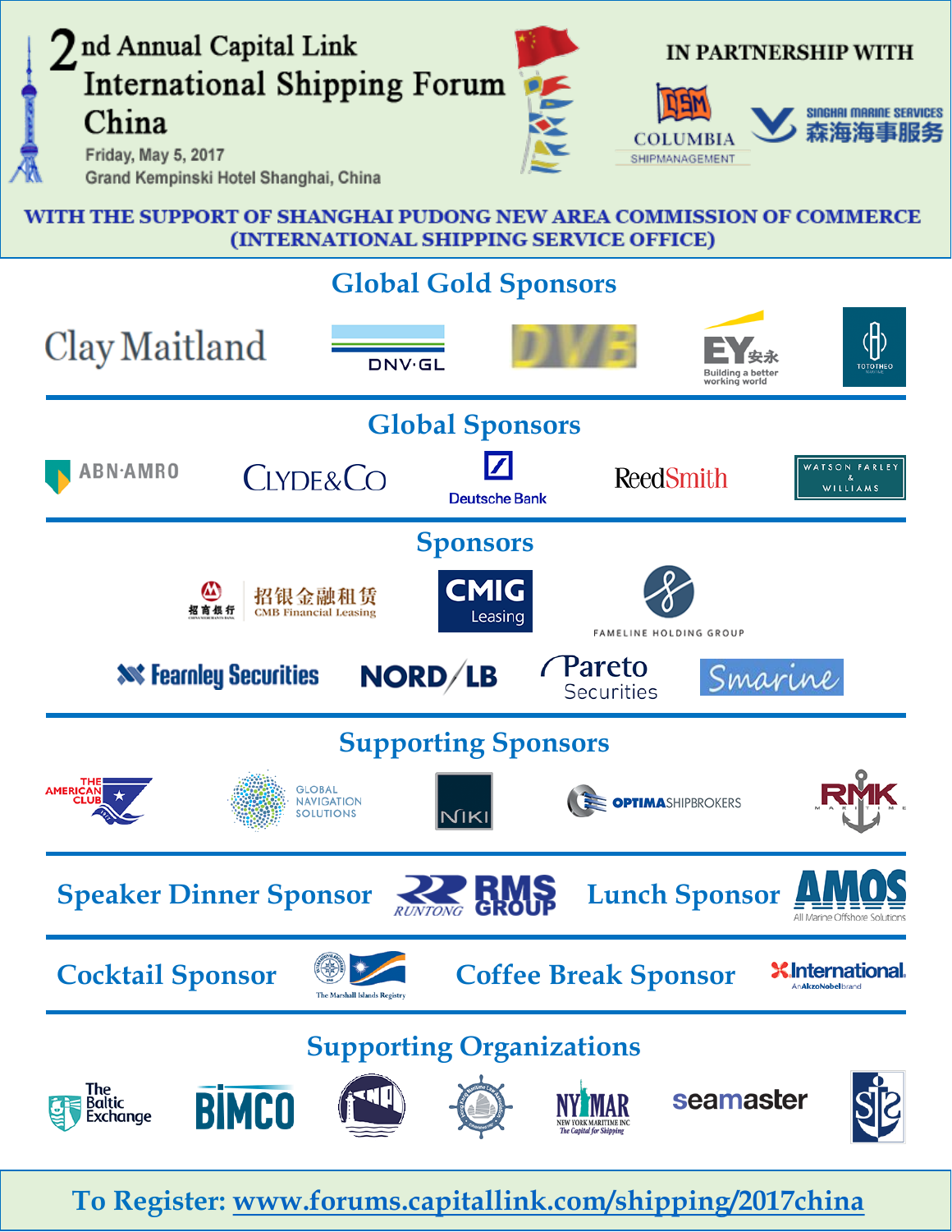# 2nd Annual Capital Link International Shipping Forum China

Friday, May 5, 2017
Grand Kempinski Hotel Shanghai, China

IN PARTNERSHIP WITH

COLUMBIA SHIPMANAGEMENT

SINGHAI MARINE SERVICES 森海海事服务

WITH THE SUPPORT OF SHANGHAI PUDONG NEW AREA COMMISSION OF COMMERCE (INTERNATIONAL SHIPPING SERVICE OFFICE)

## Global Gold Sponsors

Clay Maitland | DNV·GL | DVB | EY 安永 Building a better working world | TOTOTHEO

## Global Sponsors

ABN·AMRO | CLYDE&CO | Deutsche Bank | ReedSmith | WATSON FARLEY & WILLIAMS

## Sponsors

招银金融租赁 CMB Financial Leasing | CMIG Leasing | FAMELINE HOLDING GROUP

Fearnley Securities | NORD/LB | Pareto Securities | Smarine

## Supporting Sponsors

THE AMERICAN CLUB | GLOBAL NAVIGATION SOLUTIONS | NIKI | OPTIMA SHIPBROKERS | RMK MARITIME

## Speaker Dinner Sponsor

RUNTONG RMS GROUP

## Lunch Sponsor

AMOS All Marine Offshore Solutions

## Cocktail Sponsor

The Marshall Islands Registry

## Coffee Break Sponsor

International. An AkzoNobel brand

## Supporting Organizations

The Baltic Exchange | BIMCO | NYMAR NEW YORK MARITIME INC The Capital for Shipping | seamaster

To Register: www.forums.capitallink.com/shipping/2017china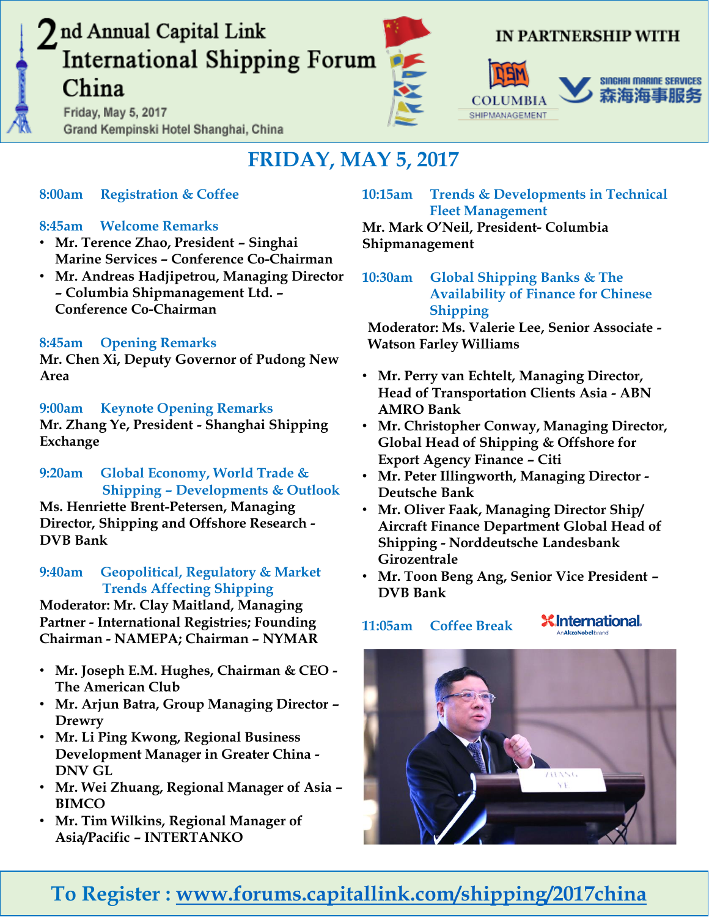# 2nd Annual Capital Link International Shipping Forum China

Friday, May 5, 2017

Grand Kempinski Hotel Shanghai, China

IN PARTNERSHIP WITH

COLUMBIA SHIPMANAGEMENT

SINGHAI MARINE SERVICES 森海海事服务

## FRIDAY, MAY 5, 2017

**8:00am Registration & Coffee**

**8:45am Welcome Remarks**

- **Mr. Terence Zhao, President – Singhai Marine Services – Conference Co-Chairman**
- **Mr. Andreas Hadjipetrou, Managing Director – Columbia Shipmanagement Ltd. – Conference Co-Chairman**

**8:45am Opening Remarks**

**Mr. Chen Xi, Deputy Governor of Pudong New Area**

**9:00am Keynote Opening Remarks**

**Mr. Zhang Ye, President - Shanghai Shipping Exchange**

**9:20am Global Economy, World Trade & Shipping – Developments & Outlook**

**Ms. Henriette Brent-Petersen, Managing Director, Shipping and Offshore Research - DVB Bank**

**9:40am Geopolitical, Regulatory & Market Trends Affecting Shipping**

**Moderator: Mr. Clay Maitland, Managing Partner - International Registries; Founding Chairman - NAMEPA; Chairman – NYMAR**

- **Mr. Joseph E.M. Hughes, Chairman & CEO - The American Club**
- **Mr. Arjun Batra, Group Managing Director – Drewry**
- **Mr. Li Ping Kwong, Regional Business Development Manager in Greater China - DNV GL**
- **Mr. Wei Zhuang, Regional Manager of Asia – BIMCO**
- **Mr. Tim Wilkins, Regional Manager of Asia/Pacific – INTERTANKO**

**10:15am Trends & Developments in Technical Fleet Management**

**Mr. Mark O'Neil, President- Columbia Shipmanagement**

**10:30am Global Shipping Banks & The Availability of Finance for Chinese Shipping**

**Moderator: Ms. Valerie Lee, Senior Associate - Watson Farley Williams**

- **Mr. Perry van Echtelt, Managing Director, Head of Transportation Clients Asia - ABN AMRO Bank**
- **Mr. Christopher Conway, Managing Director, Global Head of Shipping & Offshore for Export Agency Finance – Citi**
- **Mr. Peter Illingworth, Managing Director - Deutsche Bank**
- **Mr. Oliver Faak, Managing Director Ship/Aircraft Finance Department Global Head of Shipping - Norddeutsche Landesbank Girozentrale**
- **Mr. Toon Beng Ang, Senior Vice President – DVB Bank**

**11:05am Coffee Break** — International, An AkzoNobel brand

**To Register : www.forums.capitallink.com/shipping/2017china**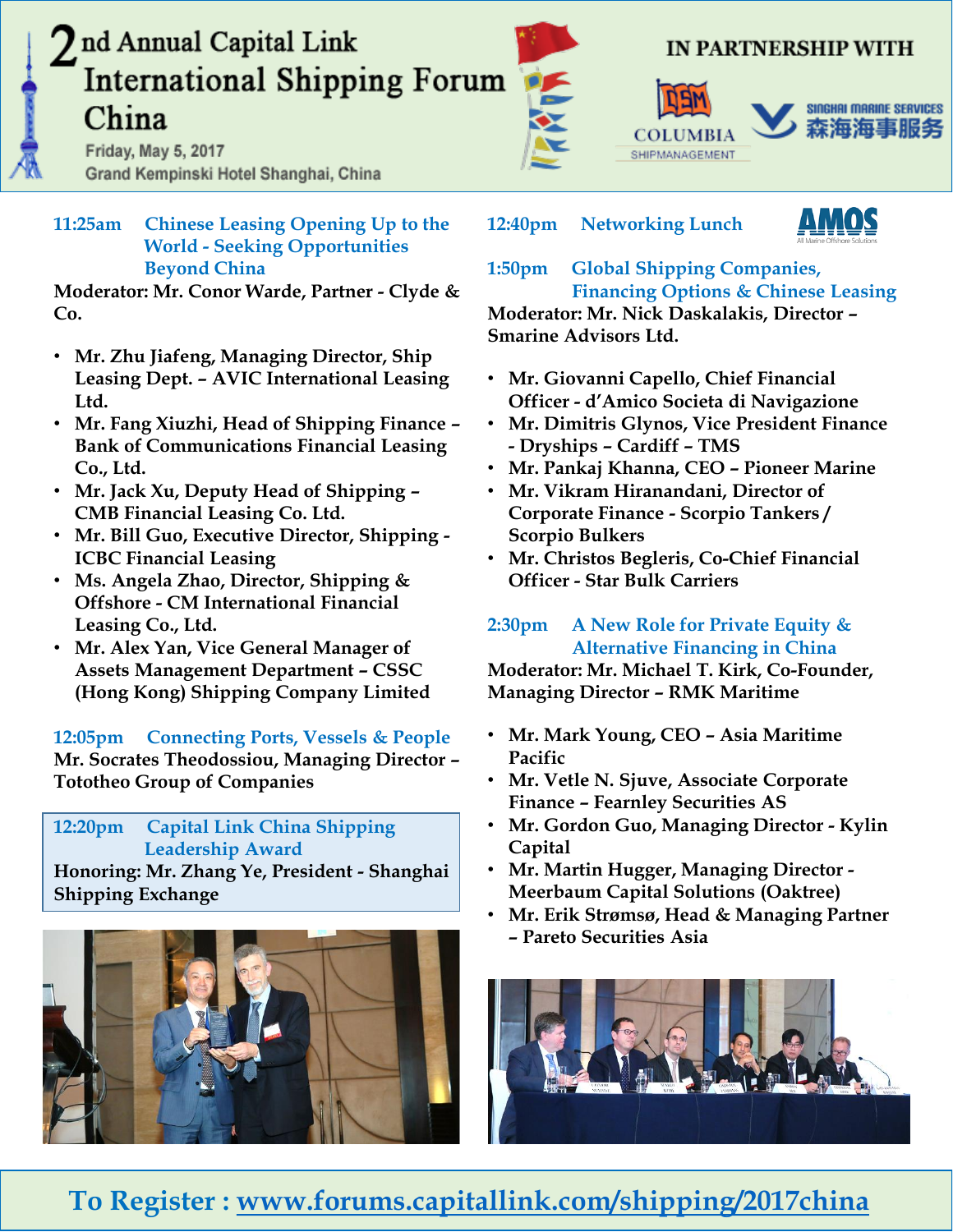# 2nd Annual Capital Link International Shipping Forum China

Friday, May 5, 2017
Grand Kempinski Hotel Shanghai, China

IN PARTNERSHIP WITH

COLUMBIA SHIPMANAGEMENT

SINGHAI MARINE SERVICES 森海海事服务

**11:25am Chinese Leasing Opening Up to the World - Seeking Opportunities Beyond China**

**Moderator: Mr. Conor Warde, Partner - Clyde & Co.**

- **Mr. Zhu Jiafeng, Managing Director, Ship Leasing Dept. – AVIC International Leasing Ltd.**
- **Mr. Fang Xiuzhi, Head of Shipping Finance – Bank of Communications Financial Leasing Co., Ltd.**
- **Mr. Jack Xu, Deputy Head of Shipping – CMB Financial Leasing Co. Ltd.**
- **Mr. Bill Guo, Executive Director, Shipping - ICBC Financial Leasing**
- **Ms. Angela Zhao, Director, Shipping & Offshore - CM International Financial Leasing Co., Ltd.**
- **Mr. Alex Yan, Vice General Manager of Assets Management Department – CSSC (Hong Kong) Shipping Company Limited**

**12:05pm Connecting Ports, Vessels & People**

**Mr. Socrates Theodossiou, Managing Director – Tototheo Group of Companies**

**12:20pm Capital Link China Shipping Leadership Award**

**Honoring: Mr. Zhang Ye, President - Shanghai Shipping Exchange**

**12:40pm Networking Lunch**

AMOS All Marine Offshore Solutions

**1:50pm Global Shipping Companies, Financing Options & Chinese Leasing**

**Moderator: Mr. Nick Daskalakis, Director – Smarine Advisors Ltd.**

- **Mr. Giovanni Capello, Chief Financial Officer - d'Amico Societa di Navigazione**
- **Mr. Dimitris Glynos, Vice President Finance - Dryships – Cardiff – TMS**
- **Mr. Pankaj Khanna, CEO – Pioneer Marine**
- **Mr. Vikram Hiranandani, Director of Corporate Finance - Scorpio Tankers / Scorpio Bulkers**
- **Mr. Christos Begleris, Co-Chief Financial Officer - Star Bulk Carriers**

**2:30pm A New Role for Private Equity & Alternative Financing in China**

**Moderator: Mr. Michael T. Kirk, Co-Founder, Managing Director – RMK Maritime**

- **Mr. Mark Young, CEO – Asia Maritime Pacific**
- **Mr. Vetle N. Sjuve, Associate Corporate Finance – Fearnley Securities AS**
- **Mr. Gordon Guo, Managing Director - Kylin Capital**
- **Mr. Martin Hugger, Managing Director - Meerbaum Capital Solutions (Oaktree)**
- **Mr. Erik Strømsø, Head & Managing Partner – Pareto Securities Asia**

**To Register : www.forums.capitallink.com/shipping/2017china**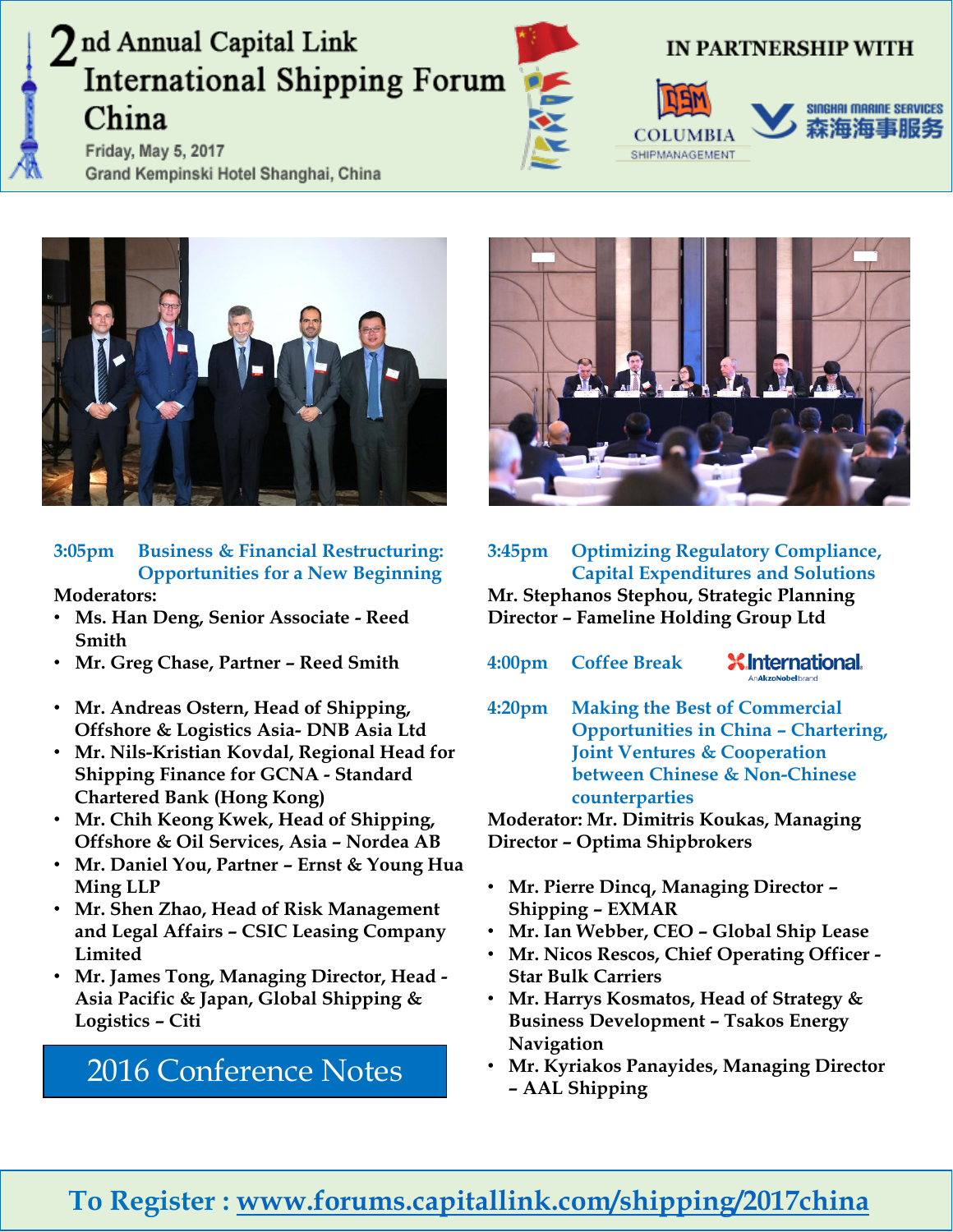# 2nd Annual Capital Link International Shipping Forum China

Friday, May 5, 2017
Grand Kempinski Hotel Shanghai, China

IN PARTNERSHIP WITH

COLUMBIA SHIPMANAGEMENT

SINGHAI MARINE SERVICES 森海海事服务

**3:05pm Business & Financial Restructuring: Opportunities for a New Beginning**

**Moderators:**

- **Ms. Han Deng, Senior Associate - Reed Smith**
- **Mr. Greg Chase, Partner – Reed Smith**

- **Mr. Andreas Ostern, Head of Shipping, Offshore & Logistics Asia- DNB Asia Ltd**
- **Mr. Nils-Kristian Kovdal, Regional Head for Shipping Finance for GCNA - Standard Chartered Bank (Hong Kong)**
- **Mr. Chih Keong Kwek, Head of Shipping, Offshore & Oil Services, Asia – Nordea AB**
- **Mr. Daniel You, Partner – Ernst & Young Hua Ming LLP**
- **Mr. Shen Zhao, Head of Risk Management and Legal Affairs – CSIC Leasing Company Limited**
- **Mr. James Tong, Managing Director, Head - Asia Pacific & Japan, Global Shipping & Logistics – Citi**

2016 Conference Notes

**3:45pm Optimizing Regulatory Compliance, Capital Expenditures and Solutions**

**Mr. Stephanos Stephou, Strategic Planning Director – Fameline Holding Group Ltd**

**4:00pm Coffee Break** International An AkzoNobel brand

**4:20pm Making the Best of Commercial Opportunities in China – Chartering, Joint Ventures & Cooperation between Chinese & Non-Chinese counterparties**

**Moderator: Mr. Dimitris Koukas, Managing Director – Optima Shipbrokers**

- **Mr. Pierre Dincq, Managing Director – Shipping – EXMAR**
- **Mr. Ian Webber, CEO – Global Ship Lease**
- **Mr. Nicos Rescos, Chief Operating Officer - Star Bulk Carriers**
- **Mr. Harrys Kosmatos, Head of Strategy & Business Development – Tsakos Energy Navigation**
- **Mr. Kyriakos Panayides, Managing Director – AAL Shipping**

**To Register : www.forums.capitallink.com/shipping/2017china**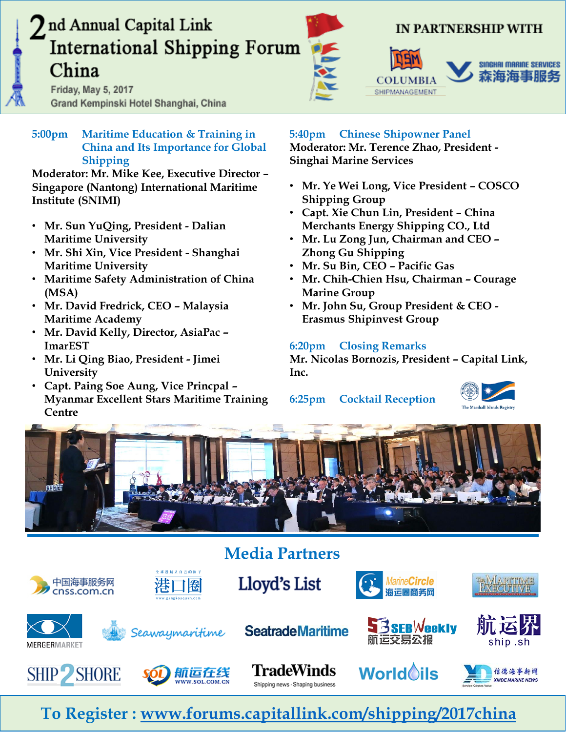# 2nd Annual Capital Link International Shipping Forum China

Friday, May 5, 2017
Grand Kempinski Hotel Shanghai, China

IN PARTNERSHIP WITH

COLUMBIA SHIPMANAGEMENT

SINGHAI MARINE SERVICES 森海海事服务

**5:00pm Maritime Education & Training in China and Its Importance for Global Shipping**

**Moderator: Mr. Mike Kee, Executive Director – Singapore (Nantong) International Maritime Institute (SNIMI)**

- **Mr. Sun YuQing, President - Dalian Maritime University**
- **Mr. Shi Xin, Vice President - Shanghai Maritime University**
- **Maritime Safety Administration of China (MSA)**
- **Mr. David Fredrick, CEO – Malaysia Maritime Academy**
- **Mr. David Kelly, Director, AsiaPac – ImarEST**
- **Mr. Li Qing Biao, President - Jimei University**
- **Capt. Paing Soe Aung, Vice Princpal – Myanmar Excellent Stars Maritime Training Centre**

**5:40pm Chinese Shipowner Panel**

**Moderator: Mr. Terence Zhao, President - Singhai Marine Services**

- **Mr. Ye Wei Long, Vice President – COSCO Shipping Group**
- **Capt. Xie Chun Lin, President – China Merchants Energy Shipping CO., Ltd**
- **Mr. Lu Zong Jun, Chairman and CEO – Zhong Gu Shipping**
- **Mr. Su Bin, CEO – Pacific Gas**
- **Mr. Chih-Chien Hsu, Chairman – Courage Marine Group**
- **Mr. John Su, Group President & CEO - Erasmus Shipinvest Group**

**6:20pm Closing Remarks**

**Mr. Nicolas Bornozis, President – Capital Link, Inc.**

**6:25pm Cocktail Reception**

The Marshall Islands Registry

## Media Partners

中国海事服务网 cnss.com.cn · 港口圈 www.gangkouquan.com · Lloyd's List · MarineCircle 海运圈商务网 · The Maritime Executive · MERGERMARKET · Seawaymaritime · SeatradeMaritime · SEB Weekly 航运交易公报 · 航运界 ship.sh · SHIP2SHORE · SOL 航运在线 WWW.SOL.COM.CN · TradeWinds Shipping news · Shaping business · WorldOils · 信德海事新闻 XINDE MARINE NEWS

**To Register : www.forums.capitallink.com/shipping/2017china**